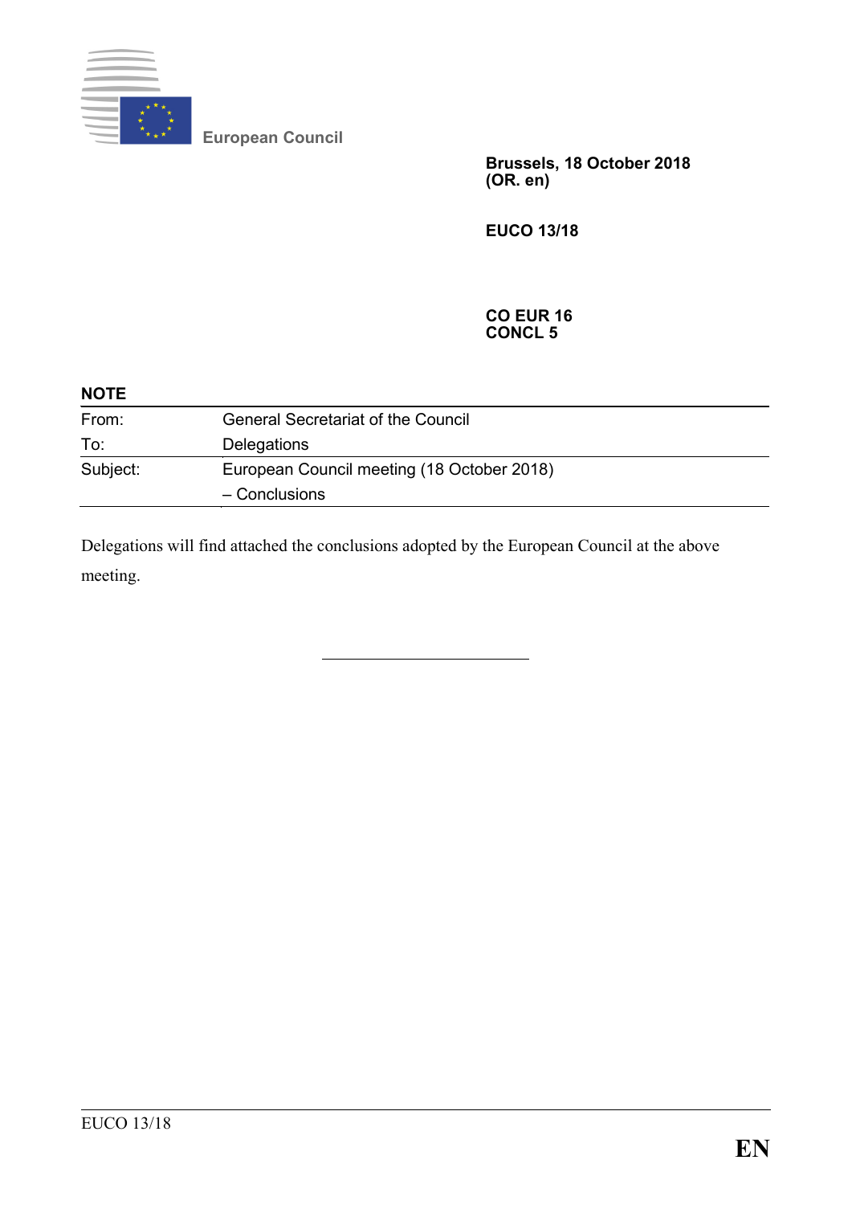European Council

**Brussels, 18 October 2018**
**(OR. en)**

**EUCO 13/18**

**CO EUR 16**
**CONCL 5**

**NOTE**

| | |
|---|---|
| From: | General Secretariat of the Council |
| To: | Delegations |
| Subject: | European Council meeting (18 October 2018)<br>– Conclusions |

Delegations will find attached the conclusions adopted by the European Council at the above meeting.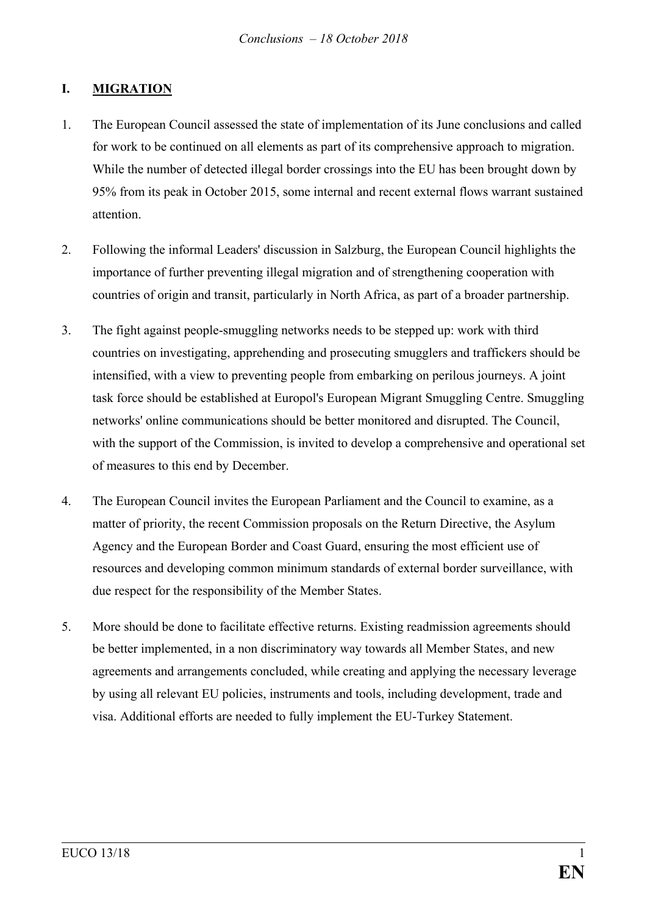## I. MIGRATION

1. The European Council assessed the state of implementation of its June conclusions and called for work to be continued on all elements as part of its comprehensive approach to migration. While the number of detected illegal border crossings into the EU has been brought down by 95% from its peak in October 2015, some internal and recent external flows warrant sustained attention.

2. Following the informal Leaders' discussion in Salzburg, the European Council highlights the importance of further preventing illegal migration and of strengthening cooperation with countries of origin and transit, particularly in North Africa, as part of a broader partnership.

3. The fight against people-smuggling networks needs to be stepped up: work with third countries on investigating, apprehending and prosecuting smugglers and traffickers should be intensified, with a view to preventing people from embarking on perilous journeys. A joint task force should be established at Europol's European Migrant Smuggling Centre. Smuggling networks' online communications should be better monitored and disrupted. The Council, with the support of the Commission, is invited to develop a comprehensive and operational set of measures to this end by December.

4. The European Council invites the European Parliament and the Council to examine, as a matter of priority, the recent Commission proposals on the Return Directive, the Asylum Agency and the European Border and Coast Guard, ensuring the most efficient use of resources and developing common minimum standards of external border surveillance, with due respect for the responsibility of the Member States.

5. More should be done to facilitate effective returns. Existing readmission agreements should be better implemented, in a non discriminatory way towards all Member States, and new agreements and arrangements concluded, while creating and applying the necessary leverage by using all relevant EU policies, instruments and tools, including development, trade and visa. Additional efforts are needed to fully implement the EU-Turkey Statement.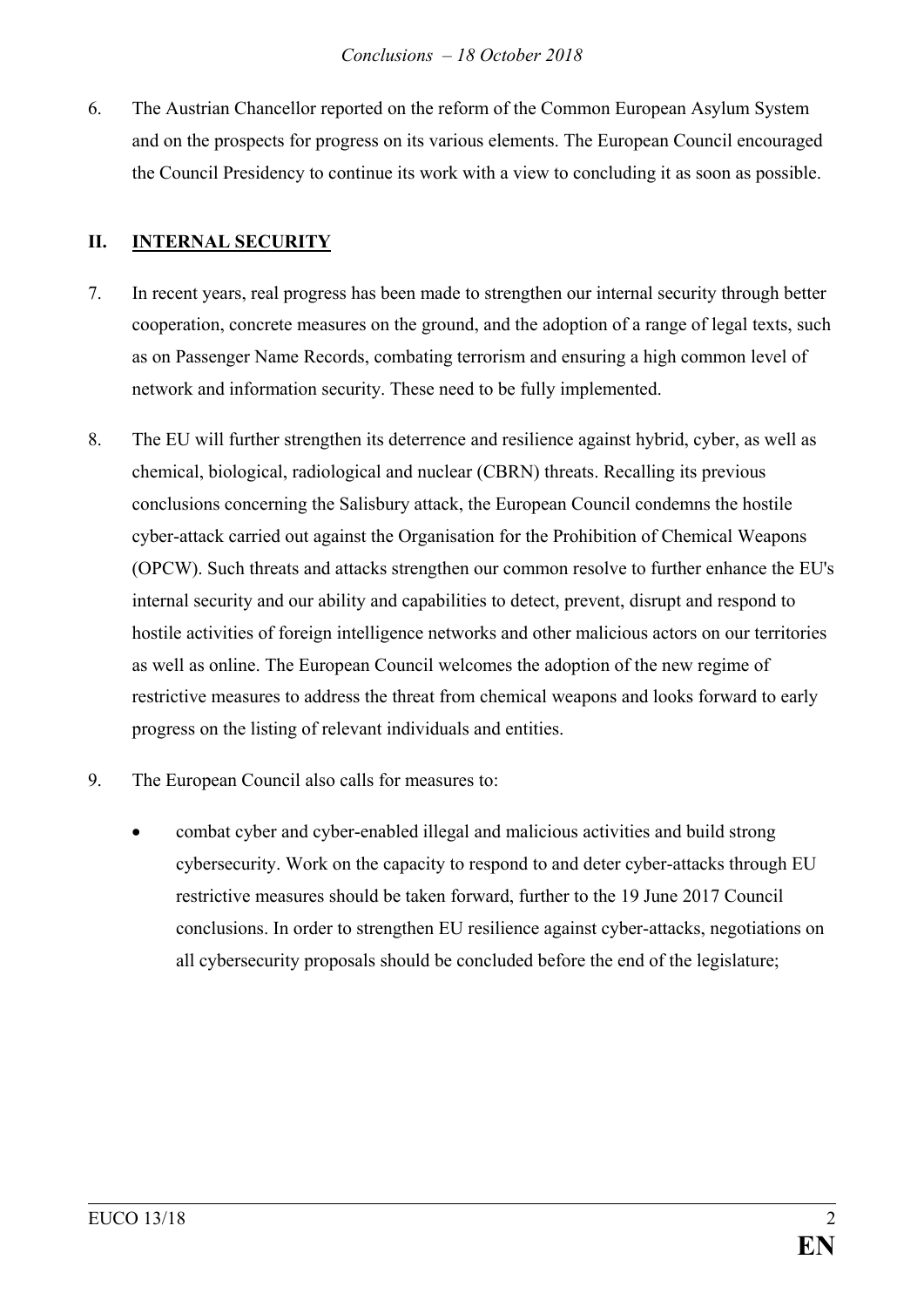6. The Austrian Chancellor reported on the reform of the Common European Asylum System and on the prospects for progress on its various elements. The European Council encouraged the Council Presidency to continue its work with a view to concluding it as soon as possible.

## II. INTERNAL SECURITY

7. In recent years, real progress has been made to strengthen our internal security through better cooperation, concrete measures on the ground, and the adoption of a range of legal texts, such as on Passenger Name Records, combating terrorism and ensuring a high common level of network and information security. These need to be fully implemented.

8. The EU will further strengthen its deterrence and resilience against hybrid, cyber, as well as chemical, biological, radiological and nuclear (CBRN) threats. Recalling its previous conclusions concerning the Salisbury attack, the European Council condemns the hostile cyber-attack carried out against the Organisation for the Prohibition of Chemical Weapons (OPCW). Such threats and attacks strengthen our common resolve to further enhance the EU's internal security and our ability and capabilities to detect, prevent, disrupt and respond to hostile activities of foreign intelligence networks and other malicious actors on our territories as well as online. The European Council welcomes the adoption of the new regime of restrictive measures to address the threat from chemical weapons and looks forward to early progress on the listing of relevant individuals and entities.

9. The European Council also calls for measures to:

   - combat cyber and cyber-enabled illegal and malicious activities and build strong cybersecurity. Work on the capacity to respond to and deter cyber-attacks through EU restrictive measures should be taken forward, further to the 19 June 2017 Council conclusions. In order to strengthen EU resilience against cyber-attacks, negotiations on all cybersecurity proposals should be concluded before the end of the legislature;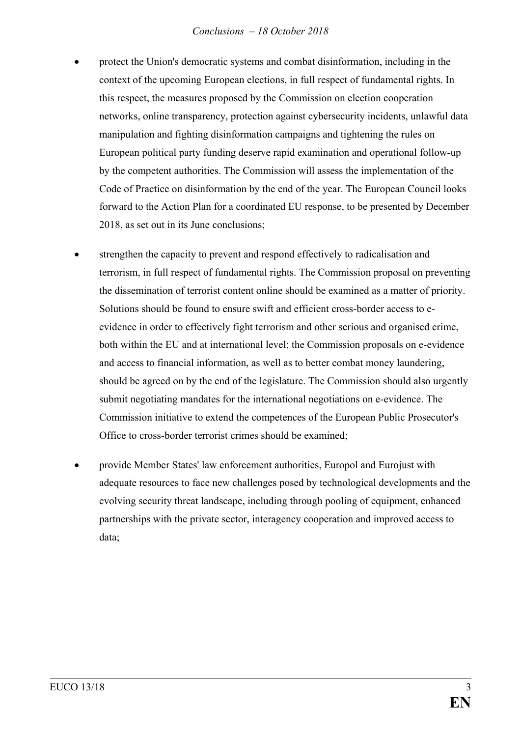- protect the Union's democratic systems and combat disinformation, including in the context of the upcoming European elections, in full respect of fundamental rights. In this respect, the measures proposed by the Commission on election cooperation networks, online transparency, protection against cybersecurity incidents, unlawful data manipulation and fighting disinformation campaigns and tightening the rules on European political party funding deserve rapid examination and operational follow-up by the competent authorities. The Commission will assess the implementation of the Code of Practice on disinformation by the end of the year. The European Council looks forward to the Action Plan for a coordinated EU response, to be presented by December 2018, as set out in its June conclusions;

- strengthen the capacity to prevent and respond effectively to radicalisation and terrorism, in full respect of fundamental rights. The Commission proposal on preventing the dissemination of terrorist content online should be examined as a matter of priority. Solutions should be found to ensure swift and efficient cross-border access to e-evidence in order to effectively fight terrorism and other serious and organised crime, both within the EU and at international level; the Commission proposals on e-evidence and access to financial information, as well as to better combat money laundering, should be agreed on by the end of the legislature. The Commission should also urgently submit negotiating mandates for the international negotiations on e-evidence. The Commission initiative to extend the competences of the European Public Prosecutor's Office to cross-border terrorist crimes should be examined;

- provide Member States' law enforcement authorities, Europol and Eurojust with adequate resources to face new challenges posed by technological developments and the evolving security threat landscape, including through pooling of equipment, enhanced partnerships with the private sector, interagency cooperation and improved access to data;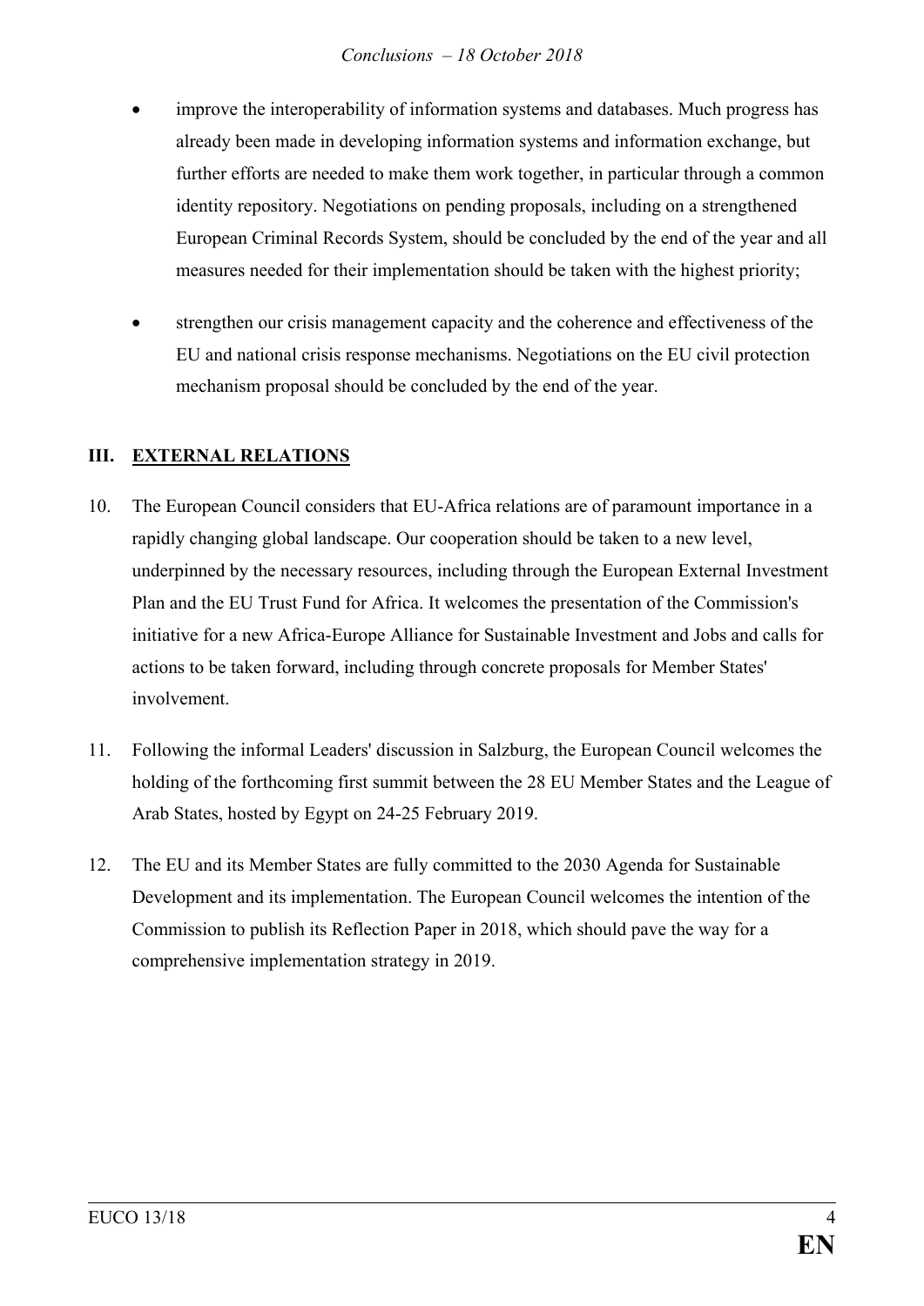- improve the interoperability of information systems and databases. Much progress has already been made in developing information systems and information exchange, but further efforts are needed to make them work together, in particular through a common identity repository. Negotiations on pending proposals, including on a strengthened European Criminal Records System, should be concluded by the end of the year and all measures needed for their implementation should be taken with the highest priority;
- strengthen our crisis management capacity and the coherence and effectiveness of the EU and national crisis response mechanisms. Negotiations on the EU civil protection mechanism proposal should be concluded by the end of the year.

## III. EXTERNAL RELATIONS

10. The European Council considers that EU-Africa relations are of paramount importance in a rapidly changing global landscape. Our cooperation should be taken to a new level, underpinned by the necessary resources, including through the European External Investment Plan and the EU Trust Fund for Africa. It welcomes the presentation of the Commission's initiative for a new Africa-Europe Alliance for Sustainable Investment and Jobs and calls for actions to be taken forward, including through concrete proposals for Member States' involvement.

11. Following the informal Leaders' discussion in Salzburg, the European Council welcomes the holding of the forthcoming first summit between the 28 EU Member States and the League of Arab States, hosted by Egypt on 24-25 February 2019.

12. The EU and its Member States are fully committed to the 2030 Agenda for Sustainable Development and its implementation. The European Council welcomes the intention of the Commission to publish its Reflection Paper in 2018, which should pave the way for a comprehensive implementation strategy in 2019.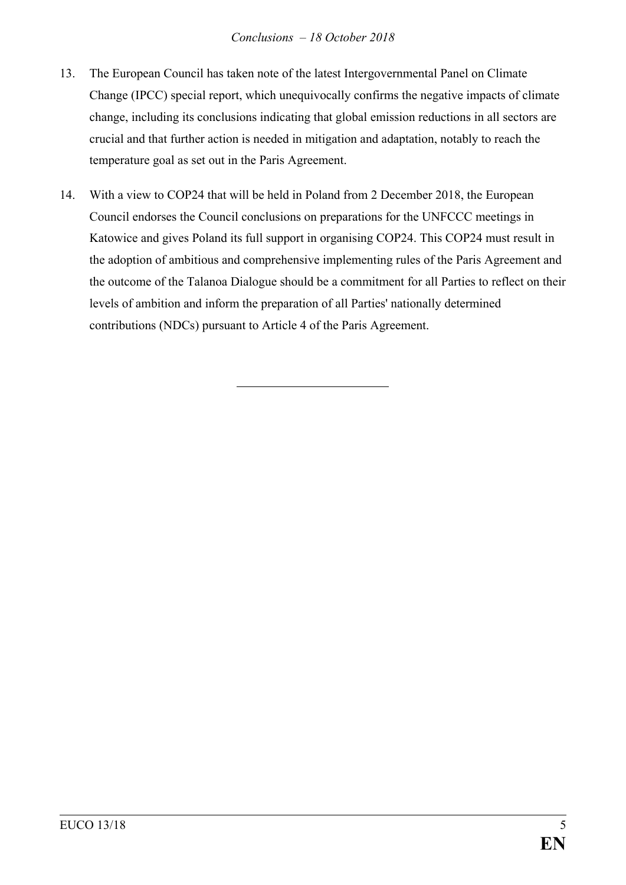13. The European Council has taken note of the latest Intergovernmental Panel on Climate Change (IPCC) special report, which unequivocally confirms the negative impacts of climate change, including its conclusions indicating that global emission reductions in all sectors are crucial and that further action is needed in mitigation and adaptation, notably to reach the temperature goal as set out in the Paris Agreement.

14. With a view to COP24 that will be held in Poland from 2 December 2018, the European Council endorses the Council conclusions on preparations for the UNFCCC meetings in Katowice and gives Poland its full support in organising COP24. This COP24 must result in the adoption of ambitious and comprehensive implementing rules of the Paris Agreement and the outcome of the Talanoa Dialogue should be a commitment for all Parties to reflect on their levels of ambition and inform the preparation of all Parties' nationally determined contributions (NDCs) pursuant to Article 4 of the Paris Agreement.